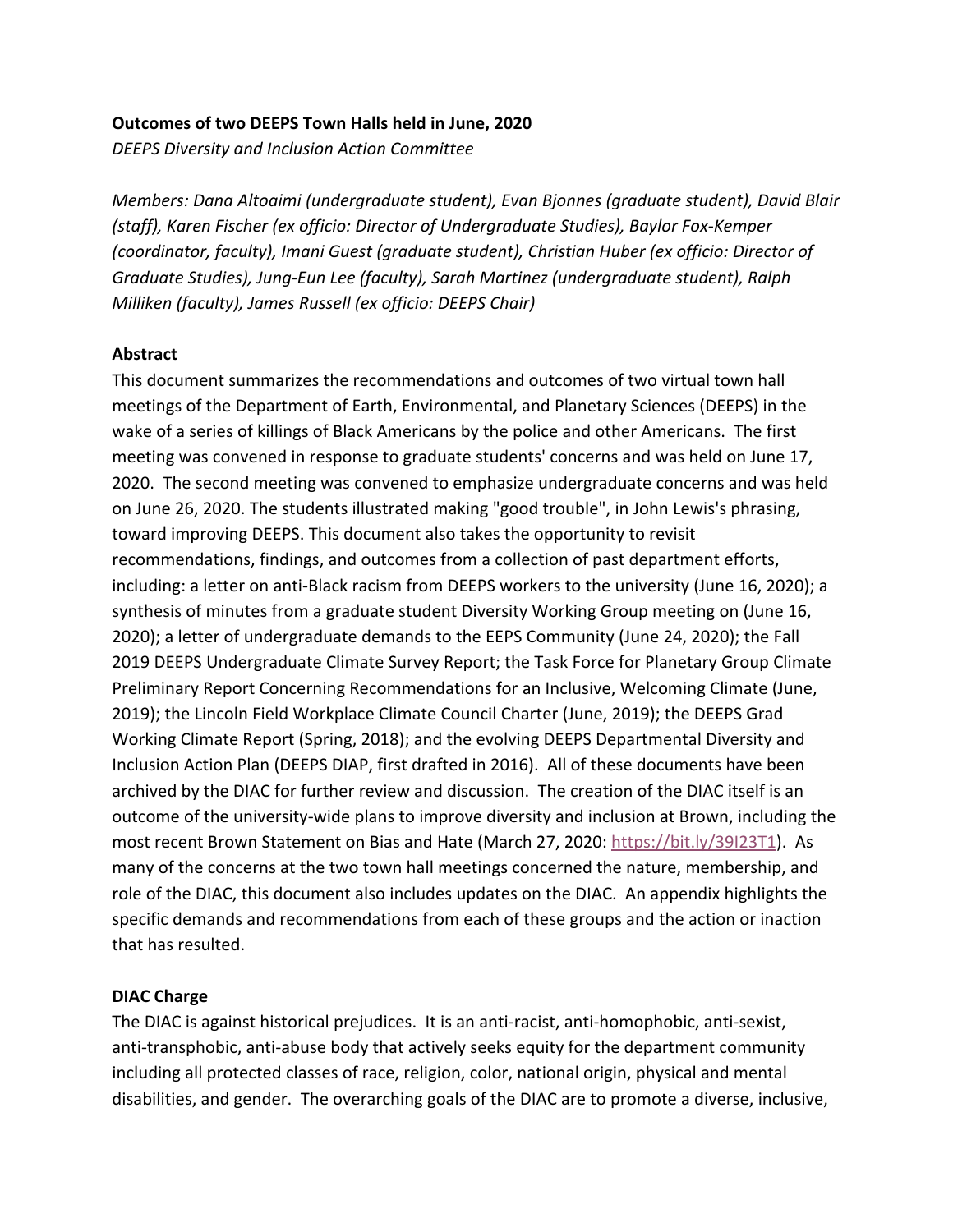**Outcomes of two DEEPS Town Halls held in June, 2020**

*DEEPS Diversity and Inclusion Action Committee*

*Members: Dana Altoaimi (undergraduate student), Evan Bjonnes (graduate student), David Blair (staff), Karen Fischer (ex officio: Director of Undergraduate Studies), Baylor Fox-Kemper (coordinator, faculty), Imani Guest (graduate student), Christian Huber (ex officio: Director of Graduate Studies), Jung-Eun Lee (faculty), Sarah Martinez (undergraduate student), Ralph Milliken (faculty), James Russell (ex officio: DEEPS Chair)*

**Abstract**

This document summarizes the recommendations and outcomes of two virtual town hall meetings of the Department of Earth, Environmental, and Planetary Sciences (DEEPS) in the wake of a series of killings of Black Americans by the police and other Americans. The first meeting was convened in response to graduate students' concerns and was held on June 17, 2020. The second meeting was convened to emphasize undergraduate concerns and was held on June 26, 2020. The students illustrated making "good trouble", in John Lewis's phrasing, toward improving DEEPS. This document also takes the opportunity to revisit recommendations, findings, and outcomes from a collection of past department efforts, including: a letter on anti-Black racism from DEEPS workers to the university (June 16, 2020); a synthesis of minutes from a graduate student Diversity Working Group meeting on (June 16, 2020); a letter of undergraduate demands to the EEPS Community (June 24, 2020); the Fall 2019 DEEPS Undergraduate Climate Survey Report; the Task Force for Planetary Group Climate Preliminary Report Concerning Recommendations for an Inclusive, Welcoming Climate (June, 2019); the Lincoln Field Workplace Climate Council Charter (June, 2019); the DEEPS Grad Working Climate Report (Spring, 2018); and the evolving DEEPS Departmental Diversity and Inclusion Action Plan (DEEPS DIAP, first drafted in 2016). All of these documents have been archived by the DIAC for further review and discussion. The creation of the DIAC itself is an outcome of the university-wide plans to improve diversity and inclusion at Brown, including the most recent Brown Statement on Bias and Hate (March 27, 2020: https://bit.ly/39I23T1). As many of the concerns at the two town hall meetings concerned the nature, membership, and role of the DIAC, this document also includes updates on the DIAC. An appendix highlights the specific demands and recommendations from each of these groups and the action or inaction that has resulted.

**DIAC Charge**

The DIAC is against historical prejudices. It is an anti-racist, anti-homophobic, anti-sexist, anti-transphobic, anti-abuse body that actively seeks equity for the department community including all protected classes of race, religion, color, national origin, physical and mental disabilities, and gender. The overarching goals of the DIAC are to promote a diverse, inclusive,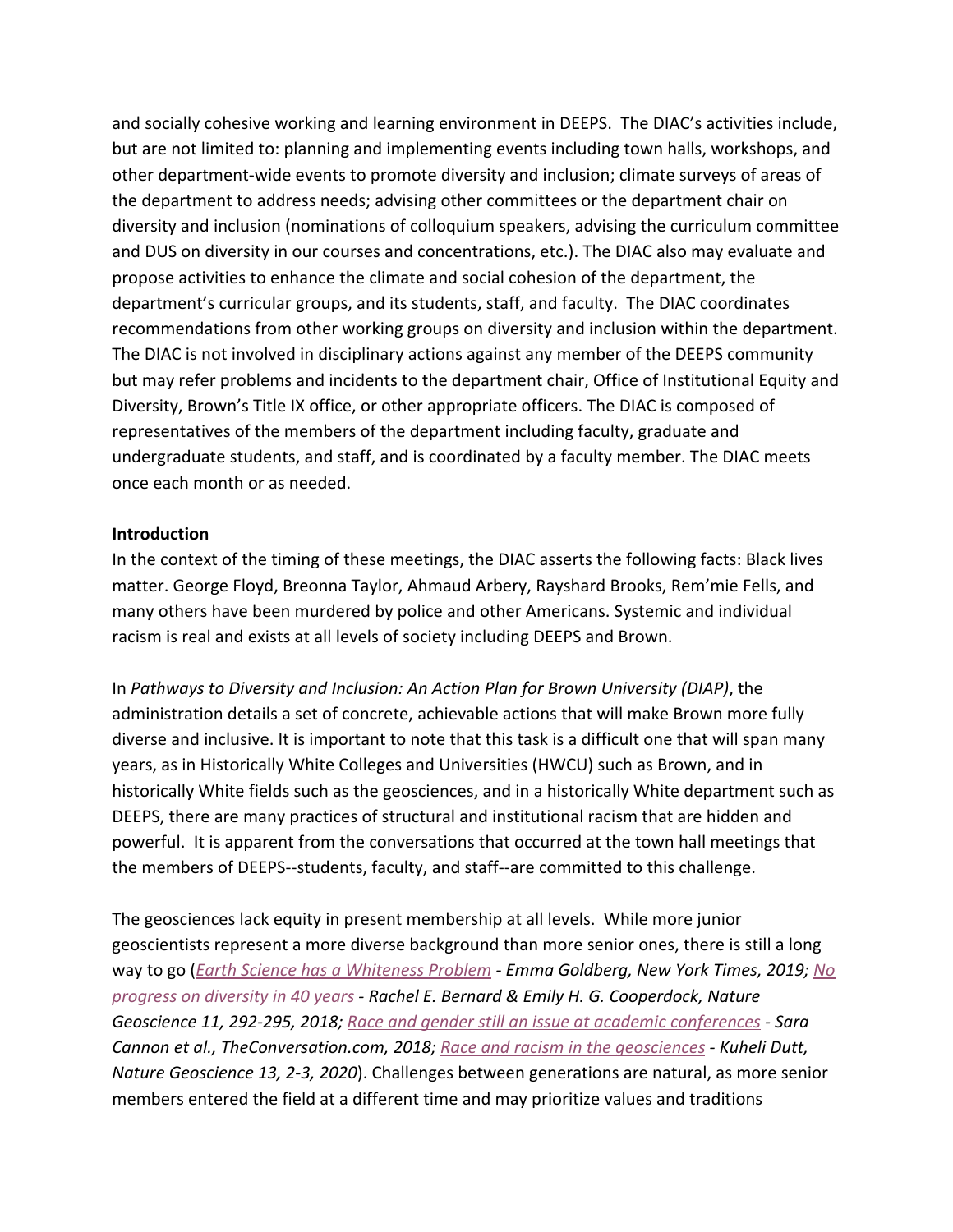and socially cohesive working and learning environment in DEEPS. The DIAC's activities include, but are not limited to: planning and implementing events including town halls, workshops, and other department-wide events to promote diversity and inclusion; climate surveys of areas of the department to address needs; advising other committees or the department chair on diversity and inclusion (nominations of colloquium speakers, advising the curriculum committee and DUS on diversity in our courses and concentrations, etc.). The DIAC also may evaluate and propose activities to enhance the climate and social cohesion of the department, the department's curricular groups, and its students, staff, and faculty. The DIAC coordinates recommendations from other working groups on diversity and inclusion within the department. The DIAC is not involved in disciplinary actions against any member of the DEEPS community but may refer problems and incidents to the department chair, Office of Institutional Equity and Diversity, Brown's Title IX office, or other appropriate officers. The DIAC is composed of representatives of the members of the department including faculty, graduate and undergraduate students, and staff, and is coordinated by a faculty member. The DIAC meets once each month or as needed.

**Introduction**

In the context of the timing of these meetings, the DIAC asserts the following facts: Black lives matter. George Floyd, Breonna Taylor, Ahmaud Arbery, Rayshard Brooks, Rem'mie Fells, and many others have been murdered by police and other Americans. Systemic and individual racism is real and exists at all levels of society including DEEPS and Brown.

In *Pathways to Diversity and Inclusion: An Action Plan for Brown University (DIAP)*, the administration details a set of concrete, achievable actions that will make Brown more fully diverse and inclusive. It is important to note that this task is a difficult one that will span many years, as in Historically White Colleges and Universities (HWCU) such as Brown, and in historically White fields such as the geosciences, and in a historically White department such as DEEPS, there are many practices of structural and institutional racism that are hidden and powerful. It is apparent from the conversations that occurred at the town hall meetings that the members of DEEPS--students, faculty, and staff--are committed to this challenge.

The geosciences lack equity in present membership at all levels. While more junior geoscientists represent a more diverse background than more senior ones, there is still a long way to go (*Earth Science has a Whiteness Problem - Emma Goldberg, New York Times, 2019; No progress on diversity in 40 years - Rachel E. Bernard & Emily H. G. Cooperdock, Nature Geoscience 11, 292-295, 2018; Race and gender still an issue at academic conferences - Sara Cannon et al., TheConversation.com, 2018; Race and racism in the geosciences - Kuheli Dutt, Nature Geoscience 13, 2-3, 2020*). Challenges between generations are natural, as more senior members entered the field at a different time and may prioritize values and traditions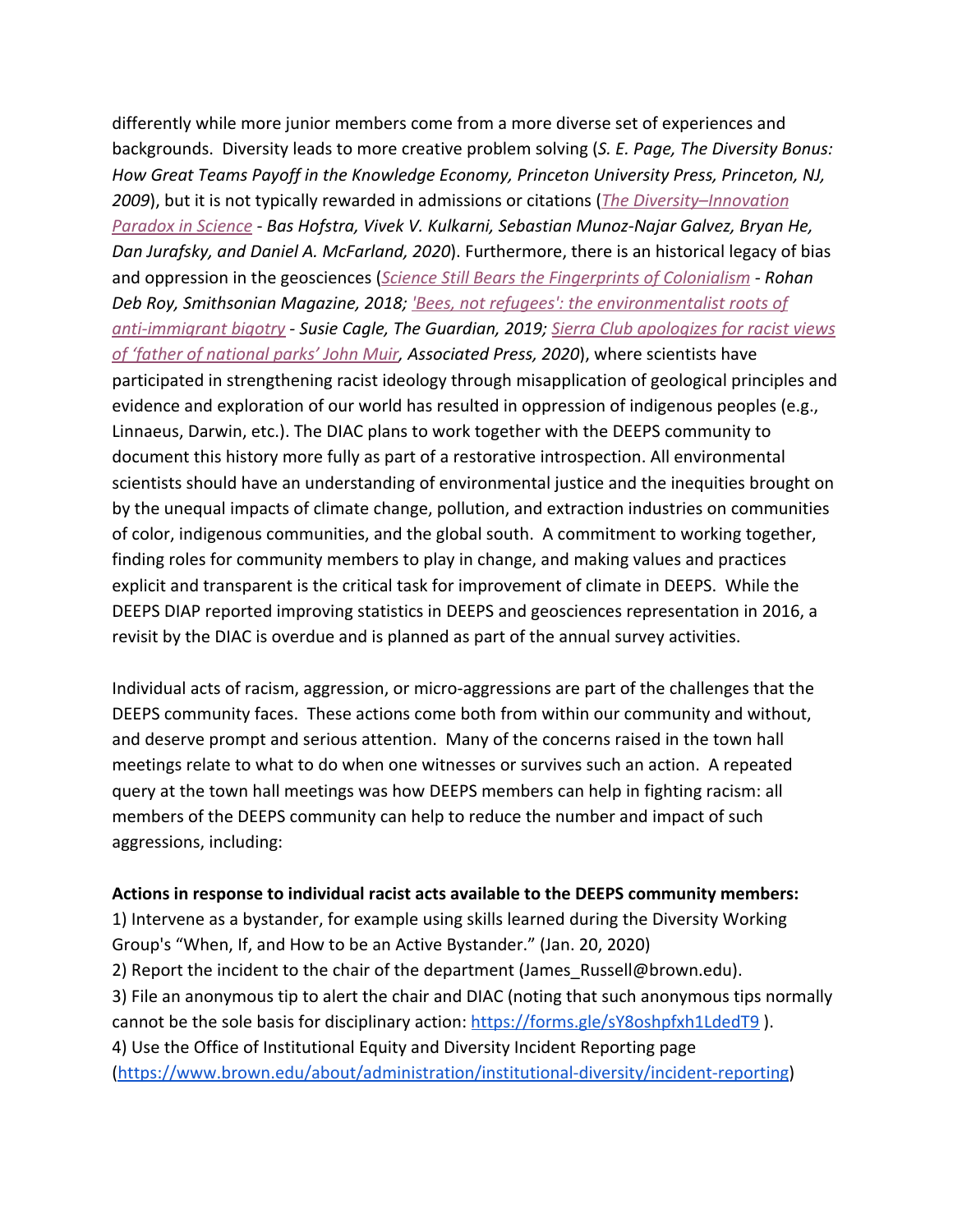differently while more junior members come from a more diverse set of experiences and backgrounds. Diversity leads to more creative problem solving (*S. E. Page, The Diversity Bonus: How Great Teams Payoff in the Knowledge Economy, Princeton University Press, Princeton, NJ, 2009*), but it is not typically rewarded in admissions or citations (*[The Diversity–Innovation Paradox in Science](#) - Bas Hofstra, Vivek V. Kulkarni, Sebastian Munoz-Najar Galvez, Bryan He, Dan Jurafsky, and Daniel A. McFarland, 2020*). Furthermore, there is an historical legacy of bias and oppression in the geosciences (*[Science Still Bears the Fingerprints of Colonialism](#) - Rohan Deb Roy, Smithsonian Magazine, 2018; ['Bees, not refugees': the environmentalist roots of anti-immigrant bigotry](#) - Susie Cagle, The Guardian, 2019; [Sierra Club apologizes for racist views of 'father of national parks' John Muir](#), Associated Press, 2020*), where scientists have participated in strengthening racist ideology through misapplication of geological principles and evidence and exploration of our world has resulted in oppression of indigenous peoples (e.g., Linnaeus, Darwin, etc.). The DIAC plans to work together with the DEEPS community to document this history more fully as part of a restorative introspection. All environmental scientists should have an understanding of environmental justice and the inequities brought on by the unequal impacts of climate change, pollution, and extraction industries on communities of color, indigenous communities, and the global south. A commitment to working together, finding roles for community members to play in change, and making values and practices explicit and transparent is the critical task for improvement of climate in DEEPS. While the DEEPS DIAP reported improving statistics in DEEPS and geosciences representation in 2016, a revisit by the DIAC is overdue and is planned as part of the annual survey activities.

Individual acts of racism, aggression, or micro-aggressions are part of the challenges that the DEEPS community faces. These actions come both from within our community and without, and deserve prompt and serious attention. Many of the concerns raised in the town hall meetings relate to what to do when one witnesses or survives such an action. A repeated query at the town hall meetings was how DEEPS members can help in fighting racism: all members of the DEEPS community can help to reduce the number and impact of such aggressions, including:

**Actions in response to individual racist acts available to the DEEPS community members:**

1) Intervene as a bystander, for example using skills learned during the Diversity Working Group's "When, If, and How to be an Active Bystander." (Jan. 20, 2020)
2) Report the incident to the chair of the department (James_Russell@brown.edu).
3) File an anonymous tip to alert the chair and DIAC (noting that such anonymous tips normally cannot be the sole basis for disciplinary action: https://forms.gle/sY8oshpfxh1LdedT9 ).
4) Use the Office of Institutional Equity and Diversity Incident Reporting page (https://www.brown.edu/about/administration/institutional-diversity/incident-reporting)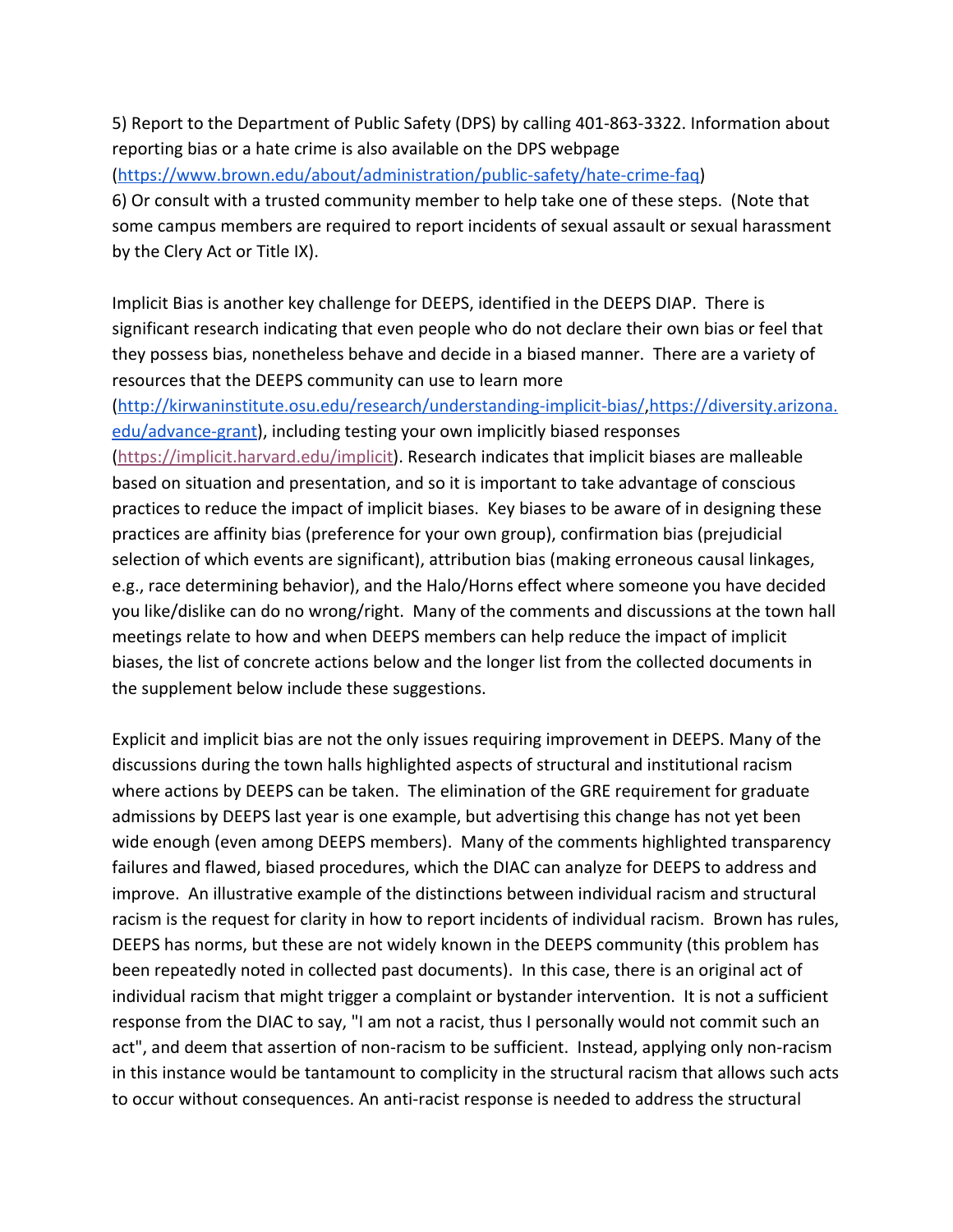5) Report to the Department of Public Safety (DPS) by calling 401-863-3322. Information about reporting bias or a hate crime is also available on the DPS webpage (https://www.brown.edu/about/administration/public-safety/hate-crime-faq)

6) Or consult with a trusted community member to help take one of these steps. (Note that some campus members are required to report incidents of sexual assault or sexual harassment by the Clery Act or Title IX).

Implicit Bias is another key challenge for DEEPS, identified in the DEEPS DIAP. There is significant research indicating that even people who do not declare their own bias or feel that they possess bias, nonetheless behave and decide in a biased manner. There are a variety of resources that the DEEPS community can use to learn more (http://kirwaninstitute.osu.edu/research/understanding-implicit-bias/,https://diversity.arizona.edu/advance-grant), including testing your own implicitly biased responses (https://implicit.harvard.edu/implicit). Research indicates that implicit biases are malleable based on situation and presentation, and so it is important to take advantage of conscious practices to reduce the impact of implicit biases. Key biases to be aware of in designing these practices are affinity bias (preference for your own group), confirmation bias (prejudicial selection of which events are significant), attribution bias (making erroneous causal linkages, e.g., race determining behavior), and the Halo/Horns effect where someone you have decided you like/dislike can do no wrong/right. Many of the comments and discussions at the town hall meetings relate to how and when DEEPS members can help reduce the impact of implicit biases, the list of concrete actions below and the longer list from the collected documents in the supplement below include these suggestions.

Explicit and implicit bias are not the only issues requiring improvement in DEEPS. Many of the discussions during the town halls highlighted aspects of structural and institutional racism where actions by DEEPS can be taken. The elimination of the GRE requirement for graduate admissions by DEEPS last year is one example, but advertising this change has not yet been wide enough (even among DEEPS members). Many of the comments highlighted transparency failures and flawed, biased procedures, which the DIAC can analyze for DEEPS to address and improve. An illustrative example of the distinctions between individual racism and structural racism is the request for clarity in how to report incidents of individual racism. Brown has rules, DEEPS has norms, but these are not widely known in the DEEPS community (this problem has been repeatedly noted in collected past documents). In this case, there is an original act of individual racism that might trigger a complaint or bystander intervention. It is not a sufficient response from the DIAC to say, "I am not a racist, thus I personally would not commit such an act", and deem that assertion of non-racism to be sufficient. Instead, applying only non-racism in this instance would be tantamount to complicity in the structural racism that allows such acts to occur without consequences. An anti-racist response is needed to address the structural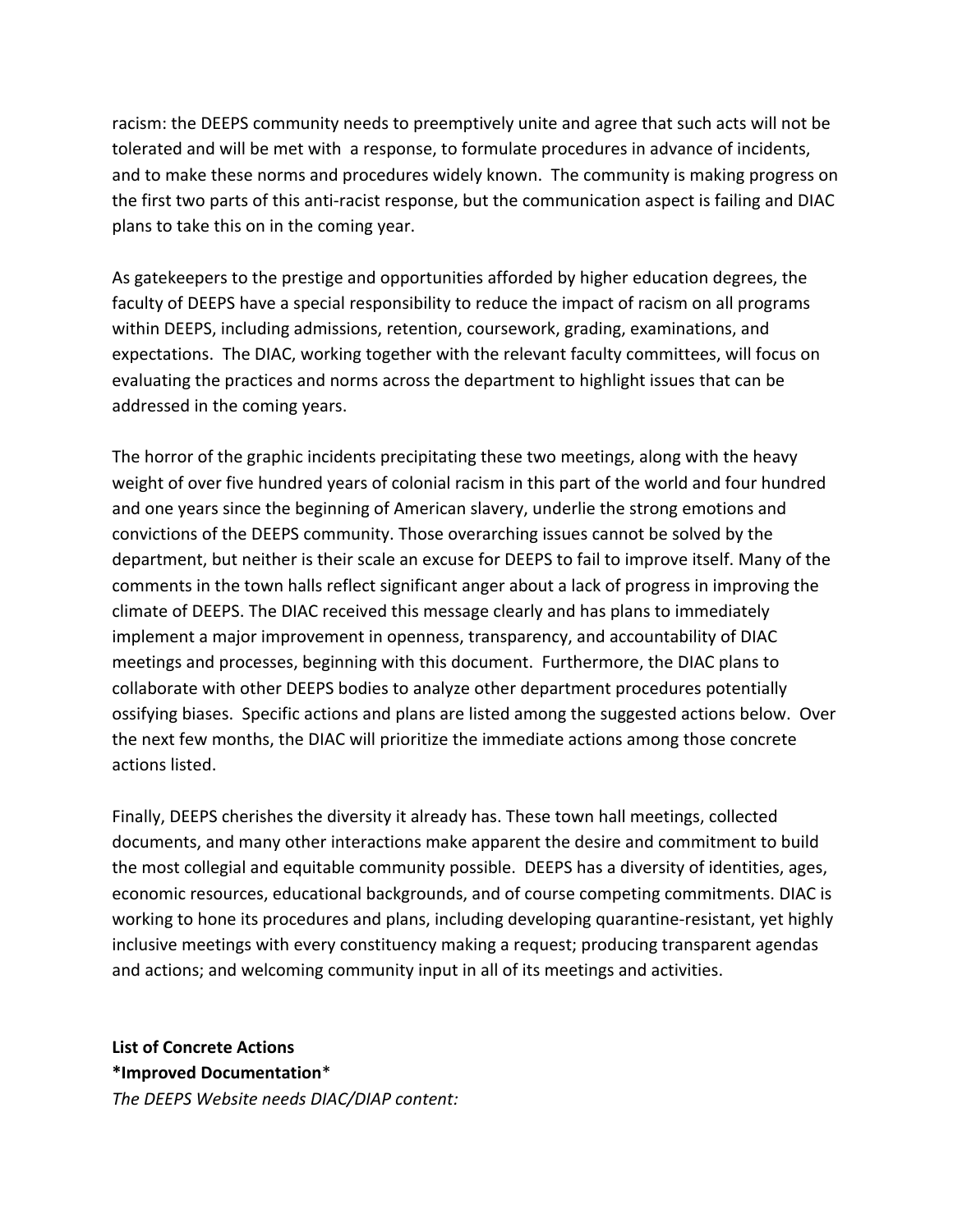racism: the DEEPS community needs to preemptively unite and agree that such acts will not be tolerated and will be met with a response, to formulate procedures in advance of incidents, and to make these norms and procedures widely known. The community is making progress on the first two parts of this anti-racist response, but the communication aspect is failing and DIAC plans to take this on in the coming year.

As gatekeepers to the prestige and opportunities afforded by higher education degrees, the faculty of DEEPS have a special responsibility to reduce the impact of racism on all programs within DEEPS, including admissions, retention, coursework, grading, examinations, and expectations. The DIAC, working together with the relevant faculty committees, will focus on evaluating the practices and norms across the department to highlight issues that can be addressed in the coming years.

The horror of the graphic incidents precipitating these two meetings, along with the heavy weight of over five hundred years of colonial racism in this part of the world and four hundred and one years since the beginning of American slavery, underlie the strong emotions and convictions of the DEEPS community. Those overarching issues cannot be solved by the department, but neither is their scale an excuse for DEEPS to fail to improve itself. Many of the comments in the town halls reflect significant anger about a lack of progress in improving the climate of DEEPS. The DIAC received this message clearly and has plans to immediately implement a major improvement in openness, transparency, and accountability of DIAC meetings and processes, beginning with this document. Furthermore, the DIAC plans to collaborate with other DEEPS bodies to analyze other department procedures potentially ossifying biases. Specific actions and plans are listed among the suggested actions below. Over the next few months, the DIAC will prioritize the immediate actions among those concrete actions listed.

Finally, DEEPS cherishes the diversity it already has. These town hall meetings, collected documents, and many other interactions make apparent the desire and commitment to build the most collegial and equitable community possible. DEEPS has a diversity of identities, ages, economic resources, educational backgrounds, and of course competing commitments. DIAC is working to hone its procedures and plans, including developing quarantine-resistant, yet highly inclusive meetings with every constituency making a request; producing transparent agendas and actions; and welcoming community input in all of its meetings and activities.

**List of Concrete Actions**

***Improved Documentation***

*The DEEPS Website needs DIAC/DIAP content:*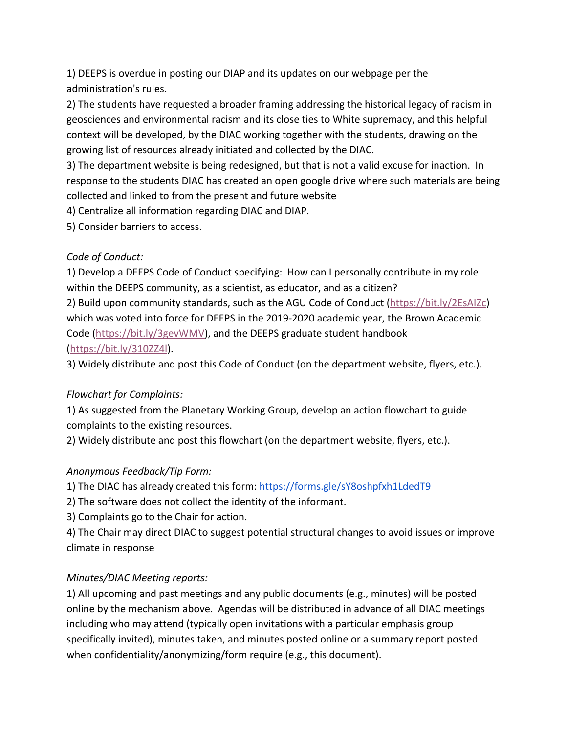1) DEEPS is overdue in posting our DIAP and its updates on our webpage per the administration's rules.
2) The students have requested a broader framing addressing the historical legacy of racism in geosciences and environmental racism and its close ties to White supremacy, and this helpful context will be developed, by the DIAC working together with the students, drawing on the growing list of resources already initiated and collected by the DIAC.
3) The department website is being redesigned, but that is not a valid excuse for inaction. In response to the students DIAC has created an open google drive where such materials are being collected and linked to from the present and future website
4) Centralize all information regarding DIAC and DIAP.
5) Consider barriers to access.

*Code of Conduct:*

1) Develop a DEEPS Code of Conduct specifying: How can I personally contribute in my role within the DEEPS community, as a scientist, as educator, and as a citizen?
2) Build upon community standards, such as the AGU Code of Conduct (https://bit.ly/2EsAIZc) which was voted into force for DEEPS in the 2019-2020 academic year, the Brown Academic Code (https://bit.ly/3gevWMV), and the DEEPS graduate student handbook (https://bit.ly/310ZZ4l).
3) Widely distribute and post this Code of Conduct (on the department website, flyers, etc.).

*Flowchart for Complaints:*

1) As suggested from the Planetary Working Group, develop an action flowchart to guide complaints to the existing resources.
2) Widely distribute and post this flowchart (on the department website, flyers, etc.).

*Anonymous Feedback/Tip Form:*

1) The DIAC has already created this form: https://forms.gle/sY8oshpfxh1LdedT9
2) The software does not collect the identity of the informant.
3) Complaints go to the Chair for action.
4) The Chair may direct DIAC to suggest potential structural changes to avoid issues or improve climate in response

*Minutes/DIAC Meeting reports:*

1) All upcoming and past meetings and any public documents (e.g., minutes) will be posted online by the mechanism above. Agendas will be distributed in advance of all DIAC meetings including who may attend (typically open invitations with a particular emphasis group specifically invited), minutes taken, and minutes posted online or a summary report posted when confidentiality/anonymizing/form require (e.g., this document).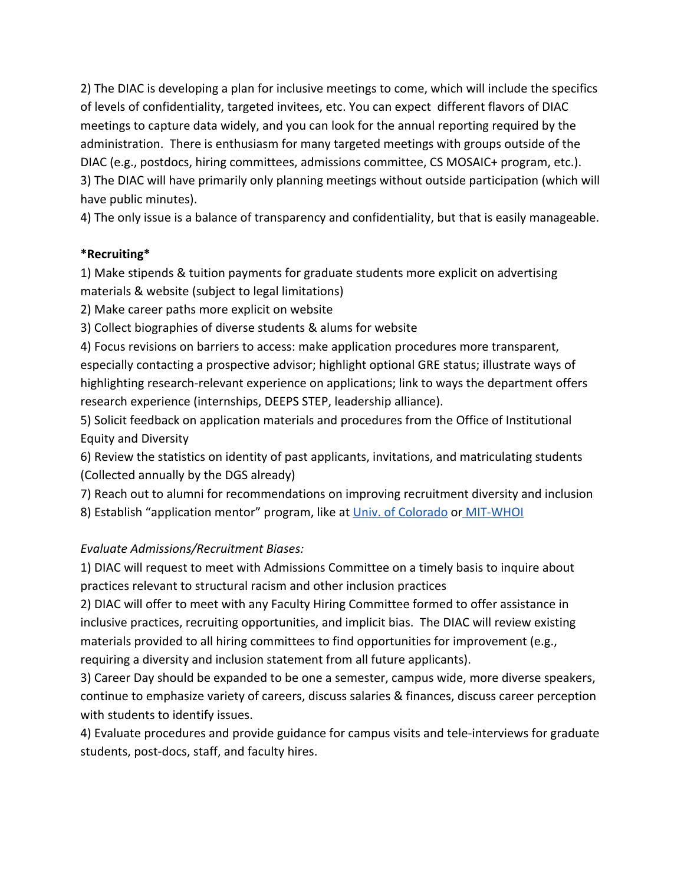2) The DIAC is developing a plan for inclusive meetings to come, which will include the specifics of levels of confidentiality, targeted invitees, etc. You can expect different flavors of DIAC meetings to capture data widely, and you can look for the annual reporting required by the administration. There is enthusiasm for many targeted meetings with groups outside of the DIAC (e.g., postdocs, hiring committees, admissions committee, CS MOSAIC+ program, etc.).
3) The DIAC will have primarily only planning meetings without outside participation (which will have public minutes).
4) The only issue is a balance of transparency and confidentiality, but that is easily manageable.

***Recruiting***

1) Make stipends & tuition payments for graduate students more explicit on advertising materials & website (subject to legal limitations)
2) Make career paths more explicit on website
3) Collect biographies of diverse students & alums for website
4) Focus revisions on barriers to access: make application procedures more transparent, especially contacting a prospective advisor; highlight optional GRE status; illustrate ways of highlighting research-relevant experience on applications; link to ways the department offers research experience (internships, DEEPS STEP, leadership alliance).
5) Solicit feedback on application materials and procedures from the Office of Institutional Equity and Diversity
6) Review the statistics on identity of past applicants, invitations, and matriculating students (Collected annually by the DGS already)
7) Reach out to alumni for recommendations on improving recruitment diversity and inclusion
8) Establish "application mentor" program, like at Univ. of Colorado or MIT-WHOI

*Evaluate Admissions/Recruitment Biases:*

1) DIAC will request to meet with Admissions Committee on a timely basis to inquire about practices relevant to structural racism and other inclusion practices
2) DIAC will offer to meet with any Faculty Hiring Committee formed to offer assistance in inclusive practices, recruiting opportunities, and implicit bias. The DIAC will review existing materials provided to all hiring committees to find opportunities for improvement (e.g., requiring a diversity and inclusion statement from all future applicants).
3) Career Day should be expanded to be one a semester, campus wide, more diverse speakers, continue to emphasize variety of careers, discuss salaries & finances, discuss career perception with students to identify issues.
4) Evaluate procedures and provide guidance for campus visits and tele-interviews for graduate students, post-docs, staff, and faculty hires.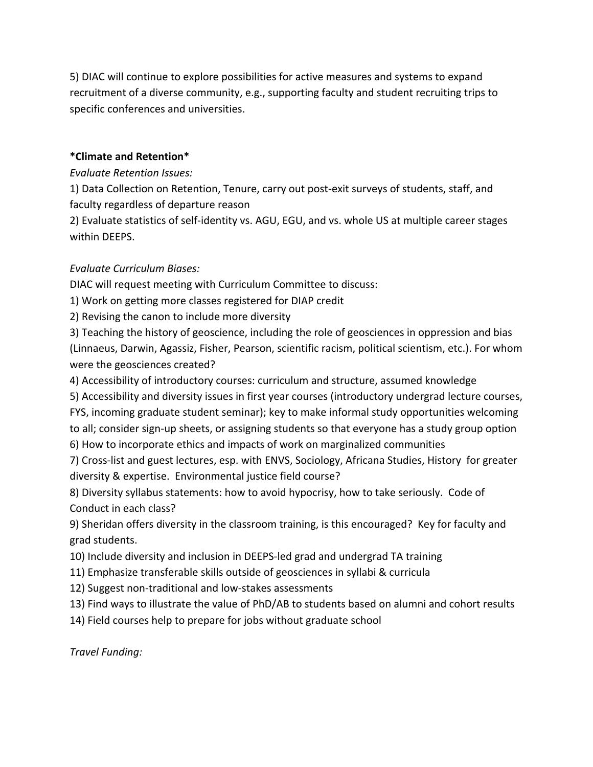5) DIAC will continue to explore possibilities for active measures and systems to expand recruitment of a diverse community, e.g., supporting faculty and student recruiting trips to specific conferences and universities.

**\*Climate and Retention\***

*Evaluate Retention Issues:*

1) Data Collection on Retention, Tenure, carry out post-exit surveys of students, staff, and faculty regardless of departure reason
2) Evaluate statistics of self-identity vs. AGU, EGU, and vs. whole US at multiple career stages within DEEPS.

*Evaluate Curriculum Biases:*

DIAC will request meeting with Curriculum Committee to discuss:

1) Work on getting more classes registered for DIAP credit
2) Revising the canon to include more diversity
3) Teaching the history of geoscience, including the role of geosciences in oppression and bias (Linnaeus, Darwin, Agassiz, Fisher, Pearson, scientific racism, political scientism, etc.). For whom were the geosciences created?
4) Accessibility of introductory courses: curriculum and structure, assumed knowledge
5) Accessibility and diversity issues in first year courses (introductory undergrad lecture courses, FYS, incoming graduate student seminar); key to make informal study opportunities welcoming to all; consider sign-up sheets, or assigning students so that everyone has a study group option
6) How to incorporate ethics and impacts of work on marginalized communities
7) Cross-list and guest lectures, esp. with ENVS, Sociology, Africana Studies, History for greater diversity & expertise. Environmental justice field course?
8) Diversity syllabus statements: how to avoid hypocrisy, how to take seriously. Code of Conduct in each class?
9) Sheridan offers diversity in the classroom training, is this encouraged? Key for faculty and grad students.
10) Include diversity and inclusion in DEEPS-led grad and undergrad TA training
11) Emphasize transferable skills outside of geosciences in syllabi & curricula
12) Suggest non-traditional and low-stakes assessments
13) Find ways to illustrate the value of PhD/AB to students based on alumni and cohort results
14) Field courses help to prepare for jobs without graduate school

*Travel Funding:*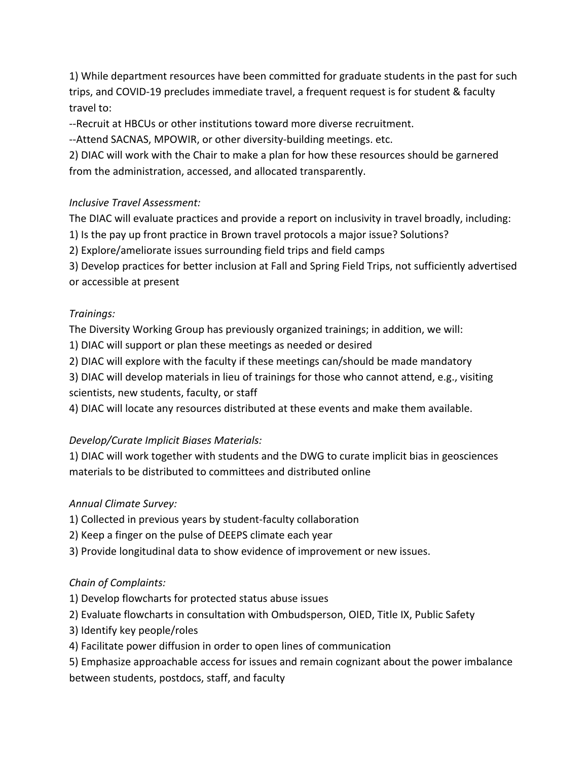1) While department resources have been committed for graduate students in the past for such trips, and COVID-19 precludes immediate travel, a frequent request is for student & faculty travel to:

--Recruit at HBCUs or other institutions toward more diverse recruitment.

--Attend SACNAS, MPOWIR, or other diversity-building meetings. etc.

2) DIAC will work with the Chair to make a plan for how these resources should be garnered from the administration, accessed, and allocated transparently.

*Inclusive Travel Assessment:*

The DIAC will evaluate practices and provide a report on inclusivity in travel broadly, including:

1) Is the pay up front practice in Brown travel protocols a major issue? Solutions?

2) Explore/ameliorate issues surrounding field trips and field camps

3) Develop practices for better inclusion at Fall and Spring Field Trips, not sufficiently advertised or accessible at present

*Trainings:*

The Diversity Working Group has previously organized trainings; in addition, we will:

1) DIAC will support or plan these meetings as needed or desired

2) DIAC will explore with the faculty if these meetings can/should be made mandatory

3) DIAC will develop materials in lieu of trainings for those who cannot attend, e.g., visiting scientists, new students, faculty, or staff

4) DIAC will locate any resources distributed at these events and make them available.

*Develop/Curate Implicit Biases Materials:*

1) DIAC will work together with students and the DWG to curate implicit bias in geosciences materials to be distributed to committees and distributed online

*Annual Climate Survey:*

1) Collected in previous years by student-faculty collaboration

2) Keep a finger on the pulse of DEEPS climate each year

3) Provide longitudinal data to show evidence of improvement or new issues.

*Chain of Complaints:*

1) Develop flowcharts for protected status abuse issues

2) Evaluate flowcharts in consultation with Ombudsperson, OIED, Title IX, Public Safety

3) Identify key people/roles

4) Facilitate power diffusion in order to open lines of communication

5) Emphasize approachable access for issues and remain cognizant about the power imbalance between students, postdocs, staff, and faculty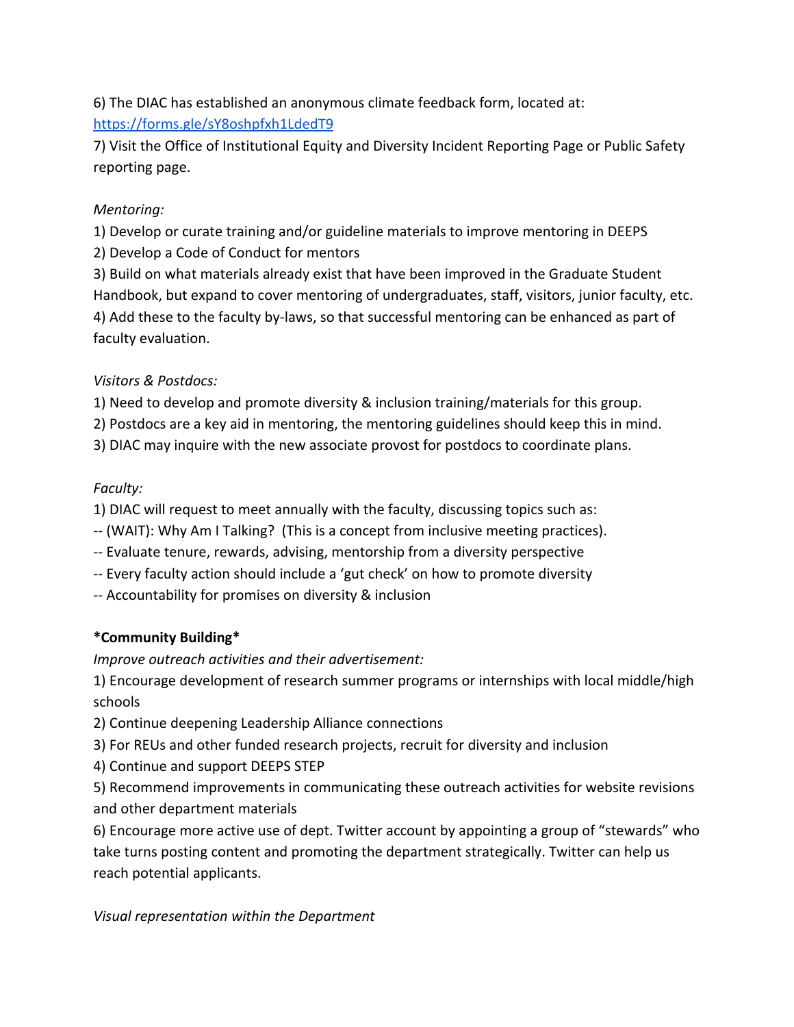6) The DIAC has established an anonymous climate feedback form, located at: https://forms.gle/sY8oshpfxh1LdedT9

7) Visit the Office of Institutional Equity and Diversity Incident Reporting Page or Public Safety reporting page.

*Mentoring:*

1) Develop or curate training and/or guideline materials to improve mentoring in DEEPS
2) Develop a Code of Conduct for mentors
3) Build on what materials already exist that have been improved in the Graduate Student Handbook, but expand to cover mentoring of undergraduates, staff, visitors, junior faculty, etc.
4) Add these to the faculty by-laws, so that successful mentoring can be enhanced as part of faculty evaluation.

*Visitors & Postdocs:*

1) Need to develop and promote diversity & inclusion training/materials for this group.
2) Postdocs are a key aid in mentoring, the mentoring guidelines should keep this in mind.
3) DIAC may inquire with the new associate provost for postdocs to coordinate plans.

*Faculty:*

1) DIAC will request to meet annually with the faculty, discussing topics such as:
-- (WAIT): Why Am I Talking? (This is a concept from inclusive meeting practices).
-- Evaluate tenure, rewards, advising, mentorship from a diversity perspective
-- Every faculty action should include a 'gut check' on how to promote diversity
-- Accountability for promises on diversity & inclusion

**\*Community Building\***

*Improve outreach activities and their advertisement:*

1) Encourage development of research summer programs or internships with local middle/high schools
2) Continue deepening Leadership Alliance connections
3) For REUs and other funded research projects, recruit for diversity and inclusion
4) Continue and support DEEPS STEP
5) Recommend improvements in communicating these outreach activities for website revisions and other department materials
6) Encourage more active use of dept. Twitter account by appointing a group of "stewards" who take turns posting content and promoting the department strategically. Twitter can help us reach potential applicants.

*Visual representation within the Department*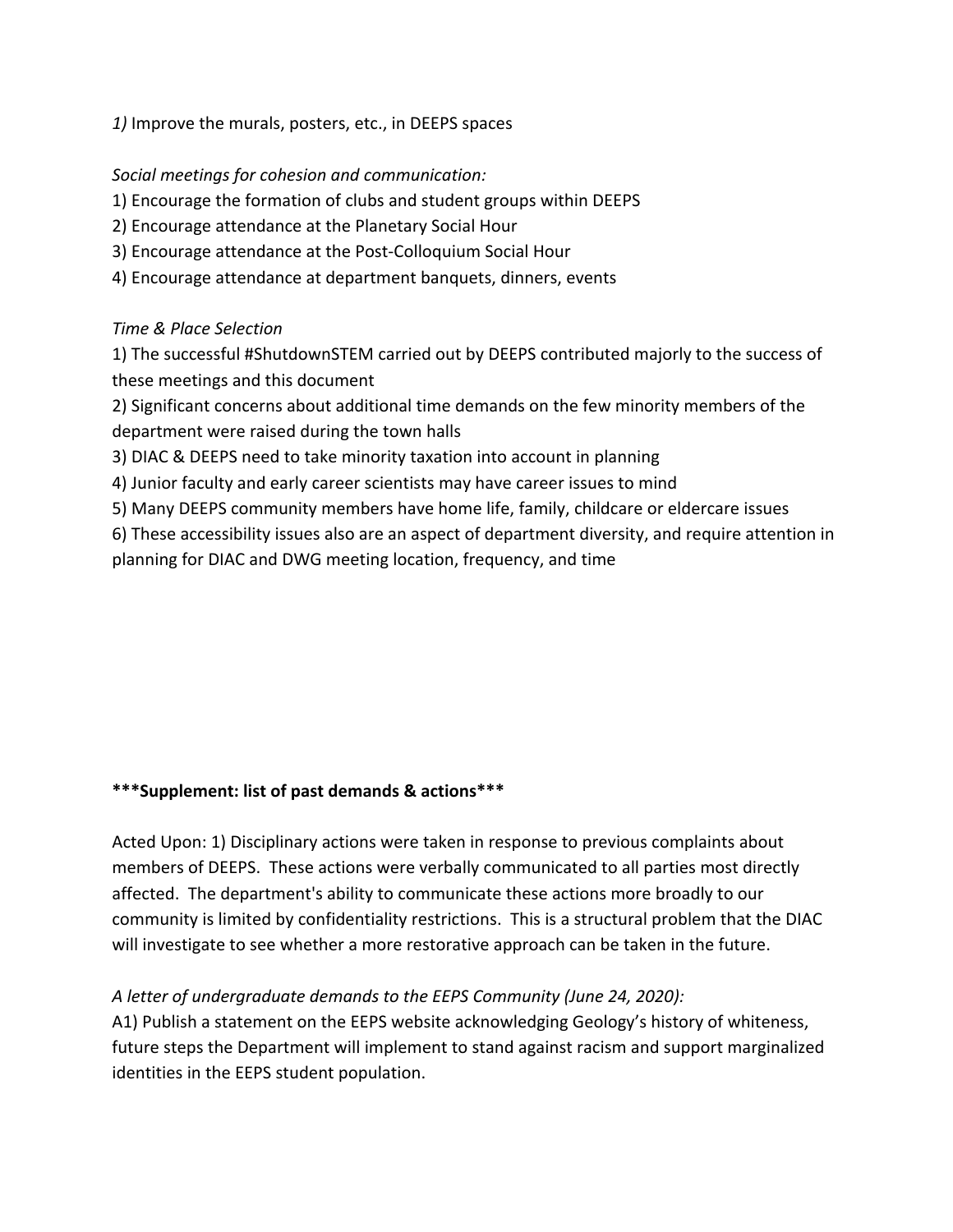*1)* Improve the murals, posters, etc., in DEEPS spaces

*Social meetings for cohesion and communication:*

1) Encourage the formation of clubs and student groups within DEEPS
2) Encourage attendance at the Planetary Social Hour
3) Encourage attendance at the Post-Colloquium Social Hour
4) Encourage attendance at department banquets, dinners, events

*Time & Place Selection*

1) The successful #ShutdownSTEM carried out by DEEPS contributed majorly to the success of these meetings and this document
2) Significant concerns about additional time demands on the few minority members of the department were raised during the town halls
3) DIAC & DEEPS need to take minority taxation into account in planning
4) Junior faculty and early career scientists may have career issues to mind
5) Many DEEPS community members have home life, family, childcare or eldercare issues
6) These accessibility issues also are an aspect of department diversity, and require attention in planning for DIAC and DWG meeting location, frequency, and time

**\*\*\*Supplement: list of past demands & actions\*\*\***

Acted Upon: 1) Disciplinary actions were taken in response to previous complaints about members of DEEPS. These actions were verbally communicated to all parties most directly affected. The department's ability to communicate these actions more broadly to our community is limited by confidentiality restrictions. This is a structural problem that the DIAC will investigate to see whether a more restorative approach can be taken in the future.

*A letter of undergraduate demands to the EEPS Community (June 24, 2020):*

A1) Publish a statement on the EEPS website acknowledging Geology's history of whiteness, future steps the Department will implement to stand against racism and support marginalized identities in the EEPS student population.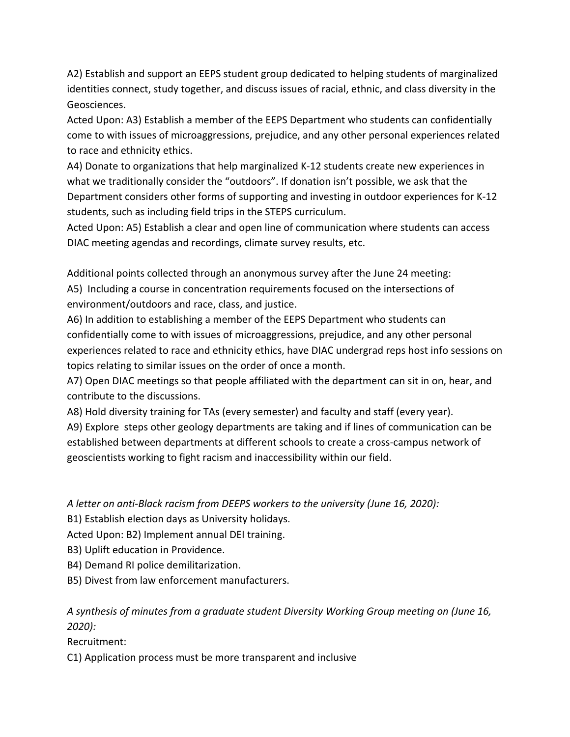A2) Establish and support an EEPS student group dedicated to helping students of marginalized identities connect, study together, and discuss issues of racial, ethnic, and class diversity in the Geosciences.

Acted Upon: A3) Establish a member of the EEPS Department who students can confidentially come to with issues of microaggressions, prejudice, and any other personal experiences related to race and ethnicity ethics.

A4) Donate to organizations that help marginalized K-12 students create new experiences in what we traditionally consider the "outdoors". If donation isn't possible, we ask that the Department considers other forms of supporting and investing in outdoor experiences for K-12 students, such as including field trips in the STEPS curriculum.

Acted Upon: A5) Establish a clear and open line of communication where students can access DIAC meeting agendas and recordings, climate survey results, etc.

Additional points collected through an anonymous survey after the June 24 meeting:

A5) Including a course in concentration requirements focused on the intersections of environment/outdoors and race, class, and justice.

A6) In addition to establishing a member of the EEPS Department who students can confidentially come to with issues of microaggressions, prejudice, and any other personal experiences related to race and ethnicity ethics, have DIAC undergrad reps host info sessions on topics relating to similar issues on the order of once a month.

A7) Open DIAC meetings so that people affiliated with the department can sit in on, hear, and contribute to the discussions.

A8) Hold diversity training for TAs (every semester) and faculty and staff (every year).

A9) Explore steps other geology departments are taking and if lines of communication can be established between departments at different schools to create a cross-campus network of geoscientists working to fight racism and inaccessibility within our field.

*A letter on anti-Black racism from DEEPS workers to the university (June 16, 2020):*

B1) Establish election days as University holidays.

Acted Upon: B2) Implement annual DEI training.

B3) Uplift education in Providence.

B4) Demand RI police demilitarization.

B5) Divest from law enforcement manufacturers.

*A synthesis of minutes from a graduate student Diversity Working Group meeting on (June 16, 2020):*

Recruitment:

C1) Application process must be more transparent and inclusive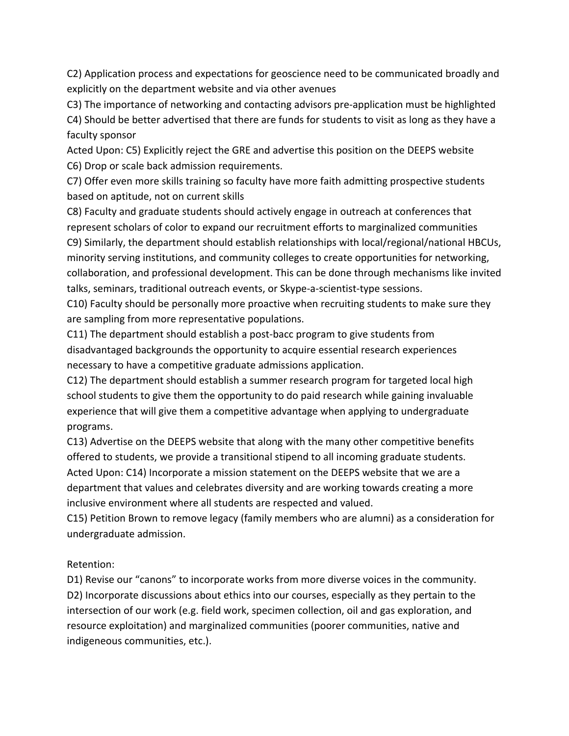C2) Application process and expectations for geoscience need to be communicated broadly and explicitly on the department website and via other avenues

C3) The importance of networking and contacting advisors pre-application must be highlighted

C4) Should be better advertised that there are funds for students to visit as long as they have a faculty sponsor

Acted Upon: C5) Explicitly reject the GRE and advertise this position on the DEEPS website

C6) Drop or scale back admission requirements.

C7) Offer even more skills training so faculty have more faith admitting prospective students based on aptitude, not on current skills

C8) Faculty and graduate students should actively engage in outreach at conferences that represent scholars of color to expand our recruitment efforts to marginalized communities

C9) Similarly, the department should establish relationships with local/regional/national HBCUs, minority serving institutions, and community colleges to create opportunities for networking, collaboration, and professional development. This can be done through mechanisms like invited talks, seminars, traditional outreach events, or Skype-a-scientist-type sessions.

C10) Faculty should be personally more proactive when recruiting students to make sure they are sampling from more representative populations.

C11) The department should establish a post-bacc program to give students from disadvantaged backgrounds the opportunity to acquire essential research experiences necessary to have a competitive graduate admissions application.

C12) The department should establish a summer research program for targeted local high school students to give them the opportunity to do paid research while gaining invaluable experience that will give them a competitive advantage when applying to undergraduate programs.

C13) Advertise on the DEEPS website that along with the many other competitive benefits offered to students, we provide a transitional stipend to all incoming graduate students.

Acted Upon: C14) Incorporate a mission statement on the DEEPS website that we are a department that values and celebrates diversity and are working towards creating a more inclusive environment where all students are respected and valued.

C15) Petition Brown to remove legacy (family members who are alumni) as a consideration for undergraduate admission.

Retention:

D1) Revise our "canons" to incorporate works from more diverse voices in the community.

D2) Incorporate discussions about ethics into our courses, especially as they pertain to the intersection of our work (e.g. field work, specimen collection, oil and gas exploration, and resource exploitation) and marginalized communities (poorer communities, native and indigeneous communities, etc.).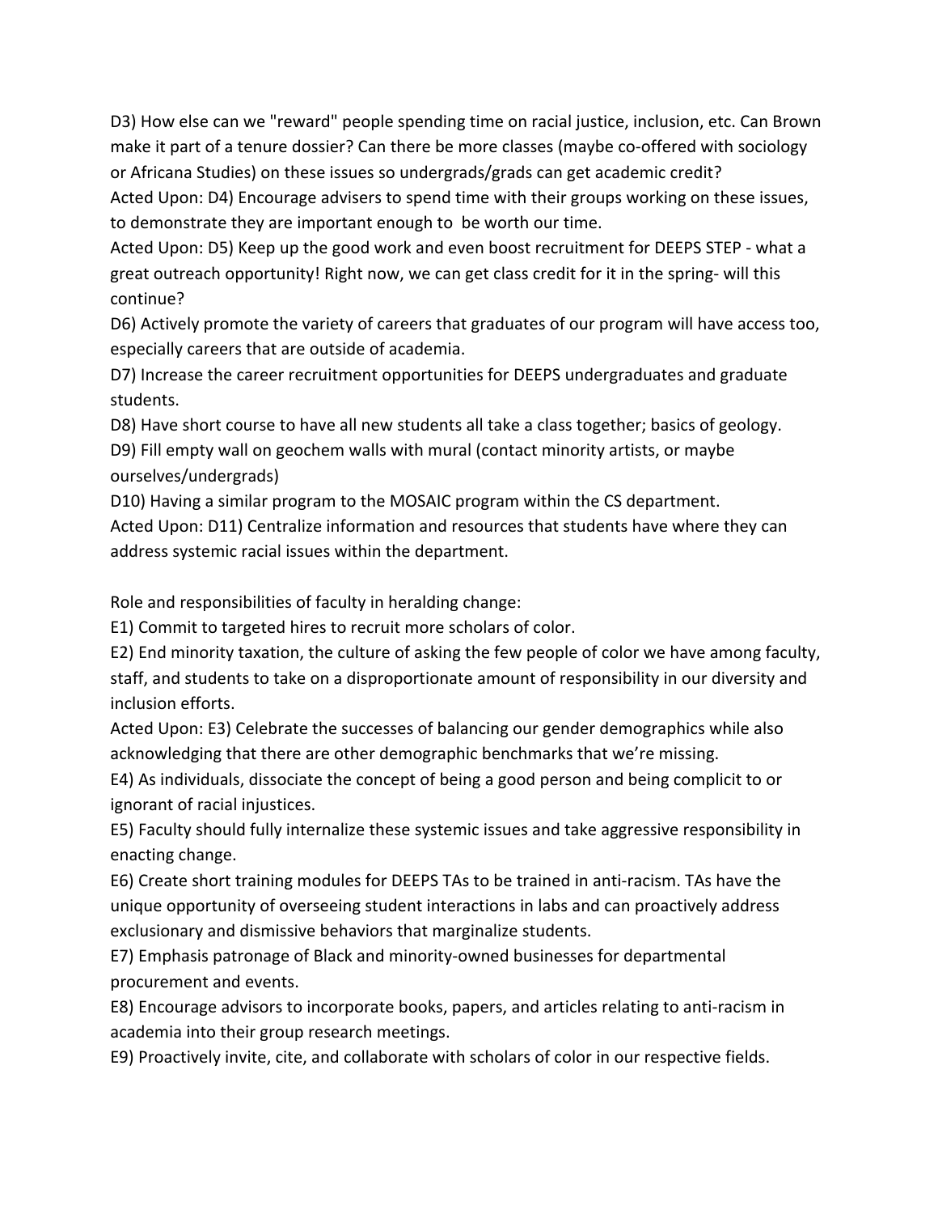D3) How else can we "reward" people spending time on racial justice, inclusion, etc. Can Brown make it part of a tenure dossier? Can there be more classes (maybe co-offered with sociology or Africana Studies) on these issues so undergrads/grads can get academic credit?

Acted Upon: D4) Encourage advisers to spend time with their groups working on these issues, to demonstrate they are important enough to be worth our time.

Acted Upon: D5) Keep up the good work and even boost recruitment for DEEPS STEP - what a great outreach opportunity! Right now, we can get class credit for it in the spring- will this continue?

D6) Actively promote the variety of careers that graduates of our program will have access too, especially careers that are outside of academia.

D7) Increase the career recruitment opportunities for DEEPS undergraduates and graduate students.

D8) Have short course to have all new students all take a class together; basics of geology.

D9) Fill empty wall on geochem walls with mural (contact minority artists, or maybe ourselves/undergrads)

D10) Having a similar program to the MOSAIC program within the CS department.

Acted Upon: D11) Centralize information and resources that students have where they can address systemic racial issues within the department.

Role and responsibilities of faculty in heralding change:

E1) Commit to targeted hires to recruit more scholars of color.

E2) End minority taxation, the culture of asking the few people of color we have among faculty, staff, and students to take on a disproportionate amount of responsibility in our diversity and inclusion efforts.

Acted Upon: E3) Celebrate the successes of balancing our gender demographics while also acknowledging that there are other demographic benchmarks that we're missing.

E4) As individuals, dissociate the concept of being a good person and being complicit to or ignorant of racial injustices.

E5) Faculty should fully internalize these systemic issues and take aggressive responsibility in enacting change.

E6) Create short training modules for DEEPS TAs to be trained in anti-racism. TAs have the unique opportunity of overseeing student interactions in labs and can proactively address exclusionary and dismissive behaviors that marginalize students.

E7) Emphasis patronage of Black and minority-owned businesses for departmental procurement and events.

E8) Encourage advisors to incorporate books, papers, and articles relating to anti-racism in academia into their group research meetings.

E9) Proactively invite, cite, and collaborate with scholars of color in our respective fields.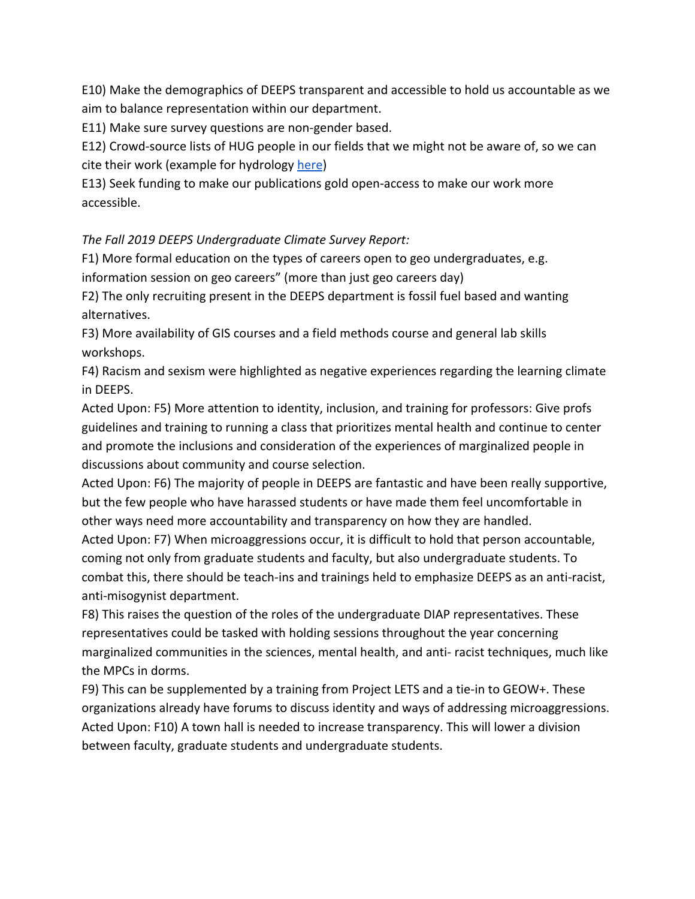E10) Make the demographics of DEEPS transparent and accessible to hold us accountable as we aim to balance representation within our department.
E11) Make sure survey questions are non-gender based.
E12) Crowd-source lists of HUG people in our fields that we might not be aware of, so we can cite their work (example for hydrology here)
E13) Seek funding to make our publications gold open-access to make our work more accessible.

*The Fall 2019 DEEPS Undergraduate Climate Survey Report:*

F1) More formal education on the types of careers open to geo undergraduates, e.g. information session on geo careers" (more than just geo careers day)
F2) The only recruiting present in the DEEPS department is fossil fuel based and wanting alternatives.
F3) More availability of GIS courses and a field methods course and general lab skills workshops.
F4) Racism and sexism were highlighted as negative experiences regarding the learning climate in DEEPS.
Acted Upon: F5) More attention to identity, inclusion, and training for professors: Give profs guidelines and training to running a class that prioritizes mental health and continue to center and promote the inclusions and consideration of the experiences of marginalized people in discussions about community and course selection.
Acted Upon: F6) The majority of people in DEEPS are fantastic and have been really supportive, but the few people who have harassed students or have made them feel uncomfortable in other ways need more accountability and transparency on how they are handled.
Acted Upon: F7) When microaggressions occur, it is difficult to hold that person accountable, coming not only from graduate students and faculty, but also undergraduate students. To combat this, there should be teach-ins and trainings held to emphasize DEEPS as an anti-racist, anti-misogynist department.
F8) This raises the question of the roles of the undergraduate DIAP representatives. These representatives could be tasked with holding sessions throughout the year concerning marginalized communities in the sciences, mental health, and anti- racist techniques, much like the MPCs in dorms.
F9) This can be supplemented by a training from Project LETS and a tie-in to GEOW+. These organizations already have forums to discuss identity and ways of addressing microaggressions.
Acted Upon: F10) A town hall is needed to increase transparency. This will lower a division between faculty, graduate students and undergraduate students.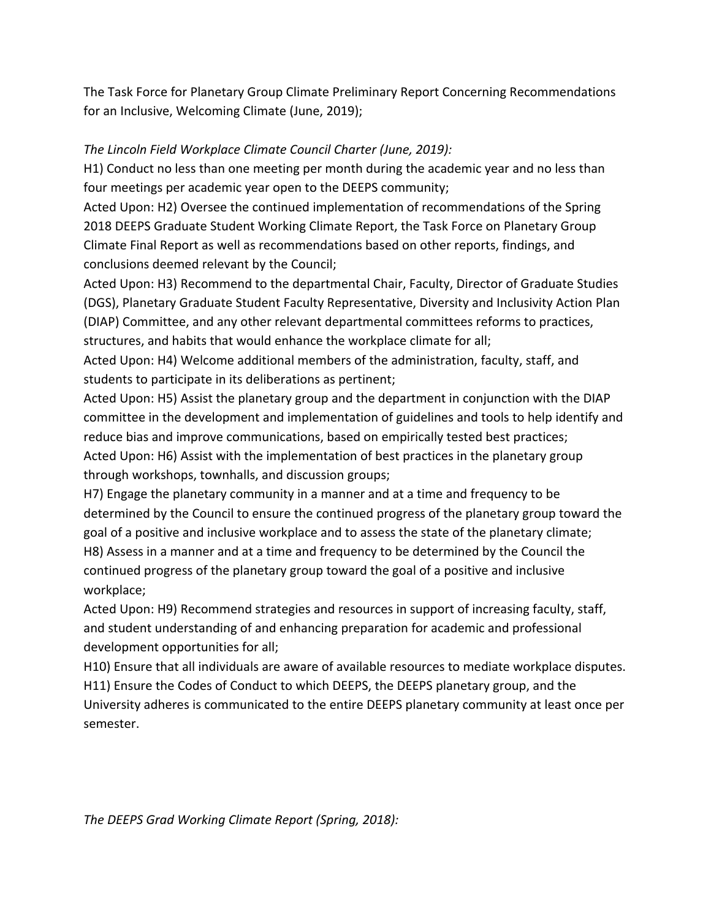The Task Force for Planetary Group Climate Preliminary Report Concerning Recommendations for an Inclusive, Welcoming Climate (June, 2019);

*The Lincoln Field Workplace Climate Council Charter (June, 2019):*

H1) Conduct no less than one meeting per month during the academic year and no less than four meetings per academic year open to the DEEPS community;

Acted Upon: H2) Oversee the continued implementation of recommendations of the Spring 2018 DEEPS Graduate Student Working Climate Report, the Task Force on Planetary Group Climate Final Report as well as recommendations based on other reports, findings, and conclusions deemed relevant by the Council;

Acted Upon: H3) Recommend to the departmental Chair, Faculty, Director of Graduate Studies (DGS), Planetary Graduate Student Faculty Representative, Diversity and Inclusivity Action Plan (DIAP) Committee, and any other relevant departmental committees reforms to practices, structures, and habits that would enhance the workplace climate for all;

Acted Upon: H4) Welcome additional members of the administration, faculty, staff, and students to participate in its deliberations as pertinent;

Acted Upon: H5) Assist the planetary group and the department in conjunction with the DIAP committee in the development and implementation of guidelines and tools to help identify and reduce bias and improve communications, based on empirically tested best practices;

Acted Upon: H6) Assist with the implementation of best practices in the planetary group through workshops, townhalls, and discussion groups;

H7) Engage the planetary community in a manner and at a time and frequency to be determined by the Council to ensure the continued progress of the planetary group toward the goal of a positive and inclusive workplace and to assess the state of the planetary climate;

H8) Assess in a manner and at a time and frequency to be determined by the Council the continued progress of the planetary group toward the goal of a positive and inclusive workplace;

Acted Upon: H9) Recommend strategies and resources in support of increasing faculty, staff, and student understanding of and enhancing preparation for academic and professional development opportunities for all;

H10) Ensure that all individuals are aware of available resources to mediate workplace disputes.

H11) Ensure the Codes of Conduct to which DEEPS, the DEEPS planetary group, and the University adheres is communicated to the entire DEEPS planetary community at least once per semester.

*The DEEPS Grad Working Climate Report (Spring, 2018):*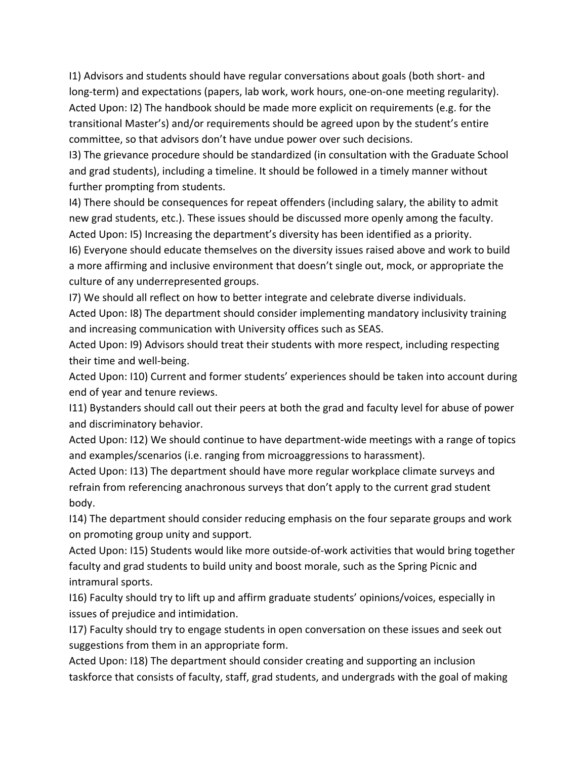I1) Advisors and students should have regular conversations about goals (both short- and long-term) and expectations (papers, lab work, work hours, one-on-one meeting regularity).

Acted Upon: I2) The handbook should be made more explicit on requirements (e.g. for the transitional Master's) and/or requirements should be agreed upon by the student's entire committee, so that advisors don't have undue power over such decisions.

I3) The grievance procedure should be standardized (in consultation with the Graduate School and grad students), including a timeline. It should be followed in a timely manner without further prompting from students.

I4) There should be consequences for repeat offenders (including salary, the ability to admit new grad students, etc.). These issues should be discussed more openly among the faculty.

Acted Upon: I5) Increasing the department's diversity has been identified as a priority.

I6) Everyone should educate themselves on the diversity issues raised above and work to build a more affirming and inclusive environment that doesn't single out, mock, or appropriate the culture of any underrepresented groups.

I7) We should all reflect on how to better integrate and celebrate diverse individuals.

Acted Upon: I8) The department should consider implementing mandatory inclusivity training and increasing communication with University offices such as SEAS.

Acted Upon: I9) Advisors should treat their students with more respect, including respecting their time and well-being.

Acted Upon: I10) Current and former students' experiences should be taken into account during end of year and tenure reviews.

I11) Bystanders should call out their peers at both the grad and faculty level for abuse of power and discriminatory behavior.

Acted Upon: I12) We should continue to have department-wide meetings with a range of topics and examples/scenarios (i.e. ranging from microaggressions to harassment).

Acted Upon: I13) The department should have more regular workplace climate surveys and refrain from referencing anachronous surveys that don't apply to the current grad student body.

I14) The department should consider reducing emphasis on the four separate groups and work on promoting group unity and support.

Acted Upon: I15) Students would like more outside-of-work activities that would bring together faculty and grad students to build unity and boost morale, such as the Spring Picnic and intramural sports.

I16) Faculty should try to lift up and affirm graduate students' opinions/voices, especially in issues of prejudice and intimidation.

I17) Faculty should try to engage students in open conversation on these issues and seek out suggestions from them in an appropriate form.

Acted Upon: I18) The department should consider creating and supporting an inclusion taskforce that consists of faculty, staff, grad students, and undergrads with the goal of making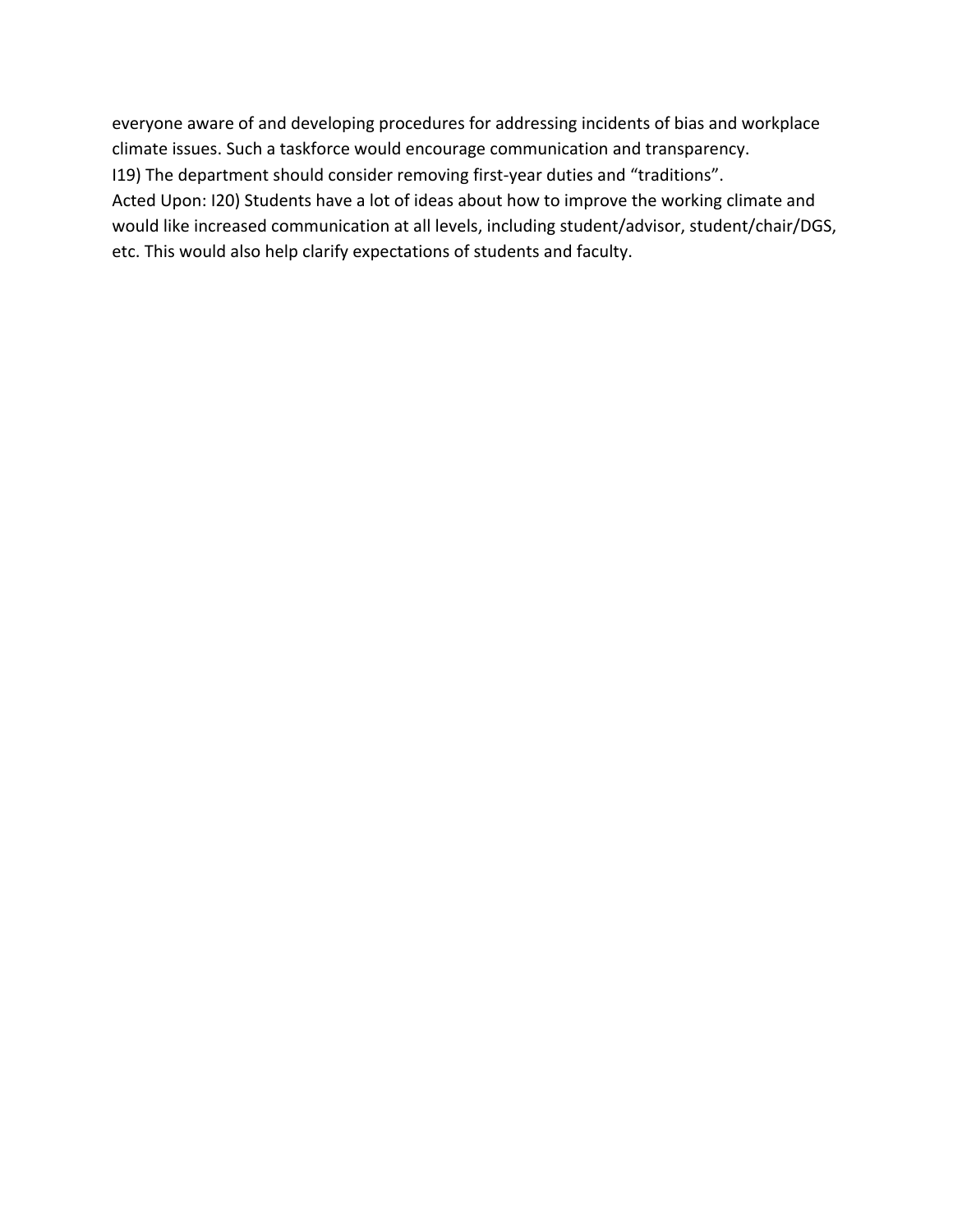everyone aware of and developing procedures for addressing incidents of bias and workplace climate issues. Such a taskforce would encourage communication and transparency.

I19) The department should consider removing first-year duties and "traditions".

Acted Upon: I20) Students have a lot of ideas about how to improve the working climate and would like increased communication at all levels, including student/advisor, student/chair/DGS, etc. This would also help clarify expectations of students and faculty.